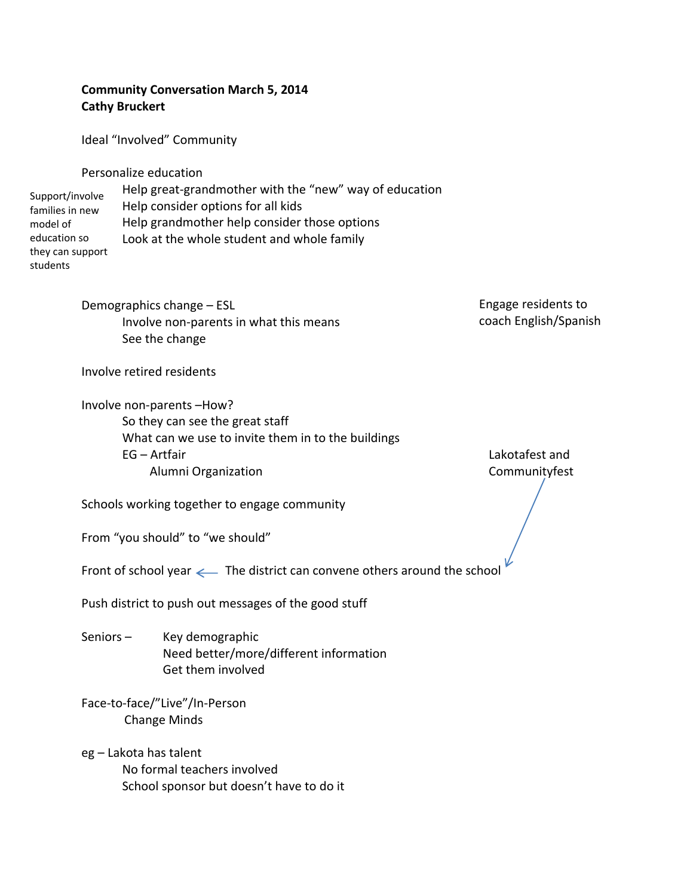**Community Conversation March 5, 2014**
**Cathy Bruckert**

Ideal "Involved" Community

Personalize education

Support/involve families in new model of education so they can support students

- Help great-grandmother with the "new" way of education
- Help consider options for all kids
- Help grandmother help consider those options
- Look at the whole student and whole family

Demographics change – ESL

- Involve non-parents in what this means
- See the change

Engage residents to coach English/Spanish

Involve retired residents

Involve non-parents –How?

- So they can see the great staff
- What can we use to invite them in to the buildings
- EG – Artfair
  - Alumni Organization

Lakotafest and Communityfest

Schools working together to engage community

From "you should" to "we should"

Front of school year ← The district can convene others around the school

Push district to push out messages of the good stuff

Seniors –

- Key demographic
- Need better/more/different information
- Get them involved

Face-to-face/"Live"/In-Person

- Change Minds

eg – Lakota has talent

- No formal teachers involved
- School sponsor but doesn't have to do it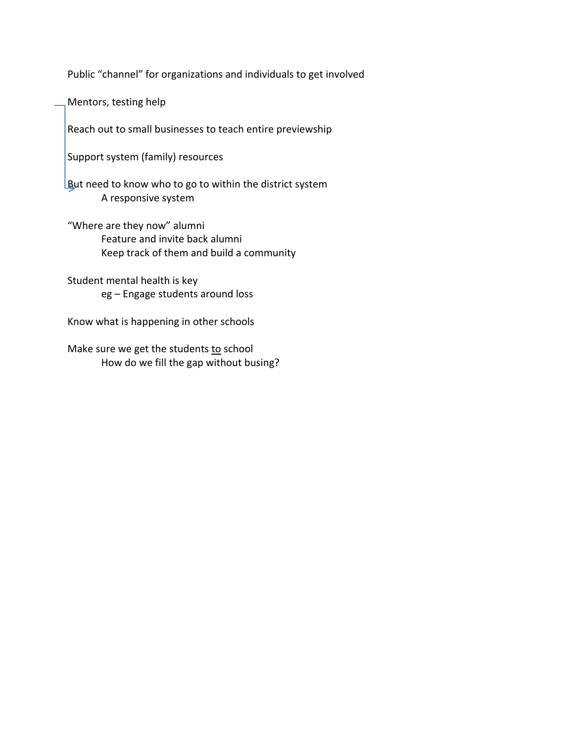Public "channel" for organizations and individuals to get involved

Mentors, testing help

Reach out to small businesses to teach entire previewship

Support system (family) resources

But need to know who to go to within the district system

- A responsive system

"Where are they now" alumni

- Feature and invite back alumni
- Keep track of them and build a community

Student mental health is key

- eg – Engage students around loss

Know what is happening in other schools

Make sure we get the students <u>to</u> school

- How do we fill the gap without busing?